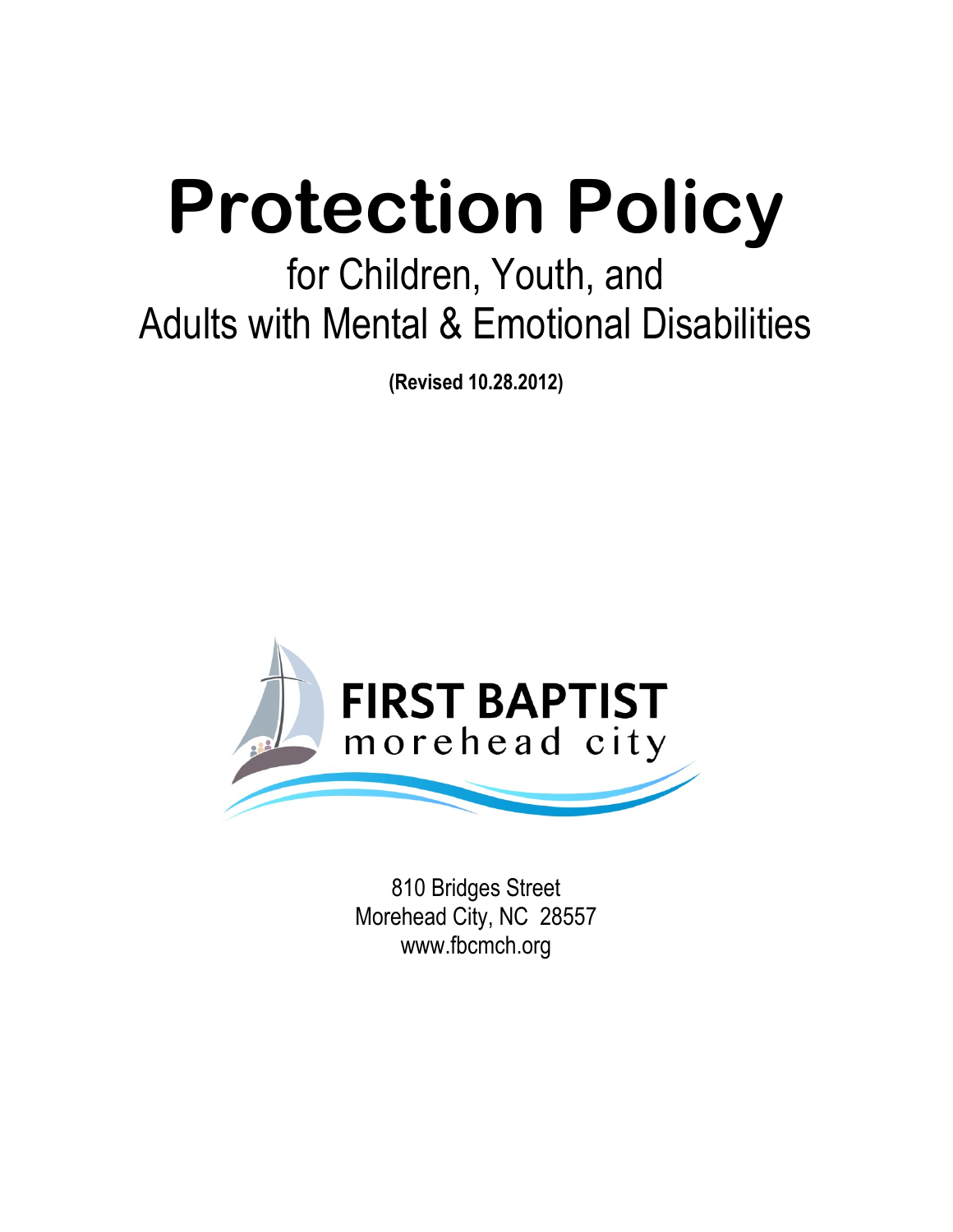# Protection Policy

## for Children, Youth, and Adults with Mental & Emotional Disabilities

**(Revised 10.28.2012)**

FIRST BAPTIST
morehead city

810 Bridges Street
Morehead City, NC 28557
www.fbcmch.org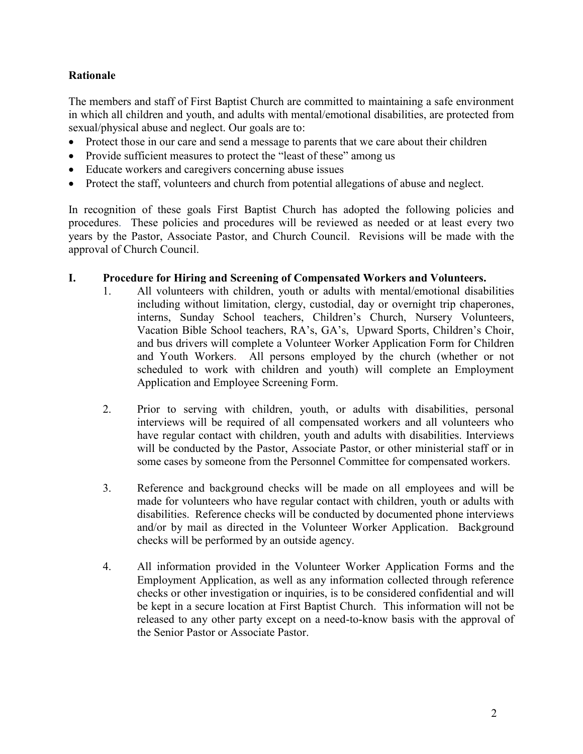**Rationale**

The members and staff of First Baptist Church are committed to maintaining a safe environment in which all children and youth, and adults with mental/emotional disabilities, are protected from sexual/physical abuse and neglect. Our goals are to:

- Protect those in our care and send a message to parents that we care about their children
- Provide sufficient measures to protect the "least of these" among us
- Educate workers and caregivers concerning abuse issues
- Protect the staff, volunteers and church from potential allegations of abuse and neglect.

In recognition of these goals First Baptist Church has adopted the following policies and procedures. These policies and procedures will be reviewed as needed or at least every two years by the Pastor, Associate Pastor, and Church Council. Revisions will be made with the approval of Church Council.

**I. Procedure for Hiring and Screening of Compensated Workers and Volunteers.**

1. All volunteers with children, youth or adults with mental/emotional disabilities including without limitation, clergy, custodial, day or overnight trip chaperones, interns, Sunday School teachers, Children's Church, Nursery Volunteers, Vacation Bible School teachers, RA's, GA's, Upward Sports, Children's Choir, and bus drivers will complete a Volunteer Worker Application Form for Children and Youth Workers. All persons employed by the church (whether or not scheduled to work with children and youth) will complete an Employment Application and Employee Screening Form.

2. Prior to serving with children, youth, or adults with disabilities, personal interviews will be required of all compensated workers and all volunteers who have regular contact with children, youth and adults with disabilities. Interviews will be conducted by the Pastor, Associate Pastor, or other ministerial staff or in some cases by someone from the Personnel Committee for compensated workers.

3. Reference and background checks will be made on all employees and will be made for volunteers who have regular contact with children, youth or adults with disabilities. Reference checks will be conducted by documented phone interviews and/or by mail as directed in the Volunteer Worker Application. Background checks will be performed by an outside agency.

4. All information provided in the Volunteer Worker Application Forms and the Employment Application, as well as any information collected through reference checks or other investigation or inquiries, is to be considered confidential and will be kept in a secure location at First Baptist Church. This information will not be released to any other party except on a need-to-know basis with the approval of the Senior Pastor or Associate Pastor.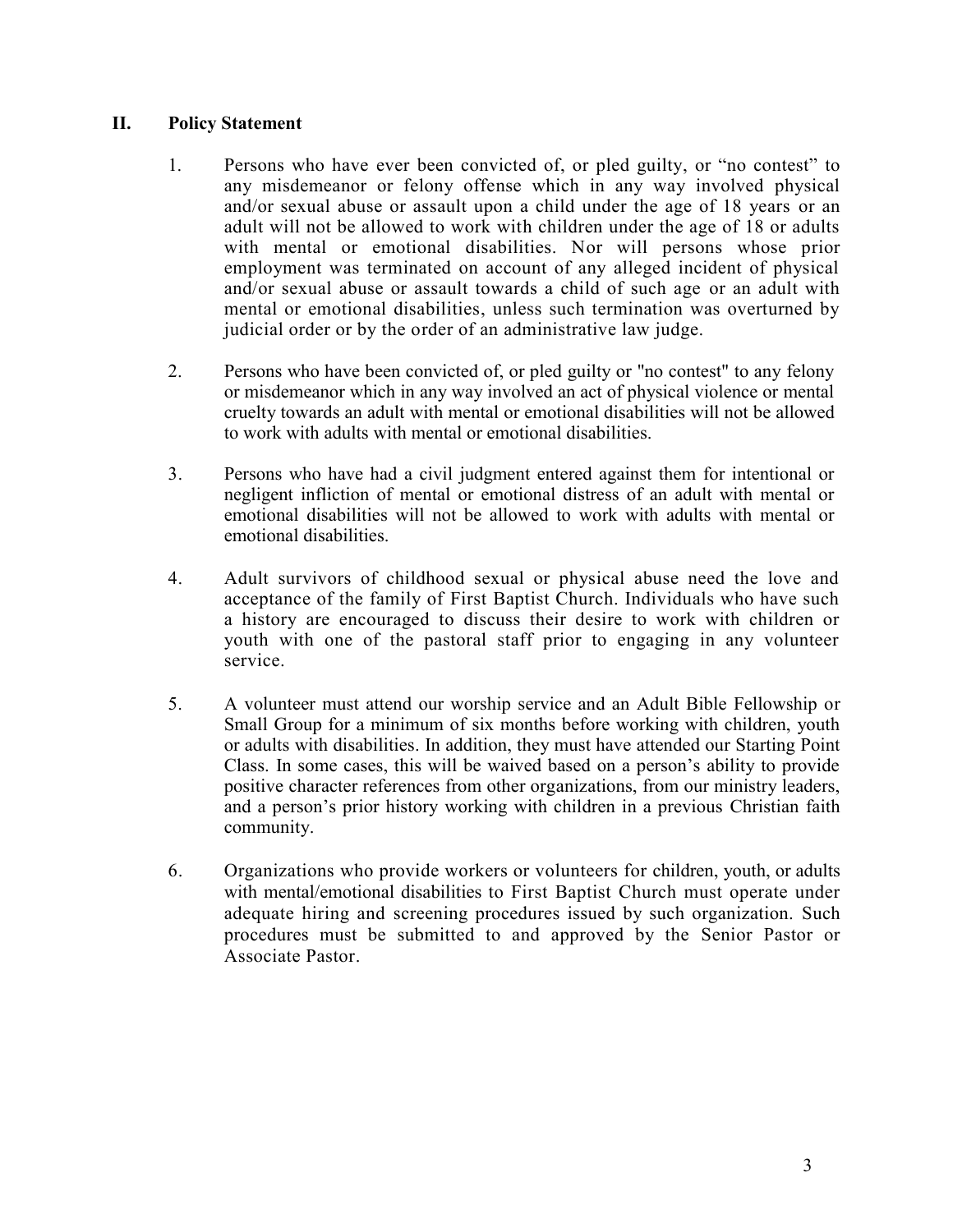## II. Policy Statement

1. Persons who have ever been convicted of, or pled guilty, or "no contest" to any misdemeanor or felony offense which in any way involved physical and/or sexual abuse or assault upon a child under the age of 18 years or an adult will not be allowed to work with children under the age of 18 or adults with mental or emotional disabilities. Nor will persons whose prior employment was terminated on account of any alleged incident of physical and/or sexual abuse or assault towards a child of such age or an adult with mental or emotional disabilities, unless such termination was overturned by judicial order or by the order of an administrative law judge.

2. Persons who have been convicted of, or pled guilty or "no contest" to any felony or misdemeanor which in any way involved an act of physical violence or mental cruelty towards an adult with mental or emotional disabilities will not be allowed to work with adults with mental or emotional disabilities.

3. Persons who have had a civil judgment entered against them for intentional or negligent infliction of mental or emotional distress of an adult with mental or emotional disabilities will not be allowed to work with adults with mental or emotional disabilities.

4. Adult survivors of childhood sexual or physical abuse need the love and acceptance of the family of First Baptist Church. Individuals who have such a history are encouraged to discuss their desire to work with children or youth with one of the pastoral staff prior to engaging in any volunteer service.

5. A volunteer must attend our worship service and an Adult Bible Fellowship or Small Group for a minimum of six months before working with children, youth or adults with disabilities. In addition, they must have attended our Starting Point Class. In some cases, this will be waived based on a person's ability to provide positive character references from other organizations, from our ministry leaders, and a person's prior history working with children in a previous Christian faith community.

6. Organizations who provide workers or volunteers for children, youth, or adults with mental/emotional disabilities to First Baptist Church must operate under adequate hiring and screening procedures issued by such organization. Such procedures must be submitted to and approved by the Senior Pastor or Associate Pastor.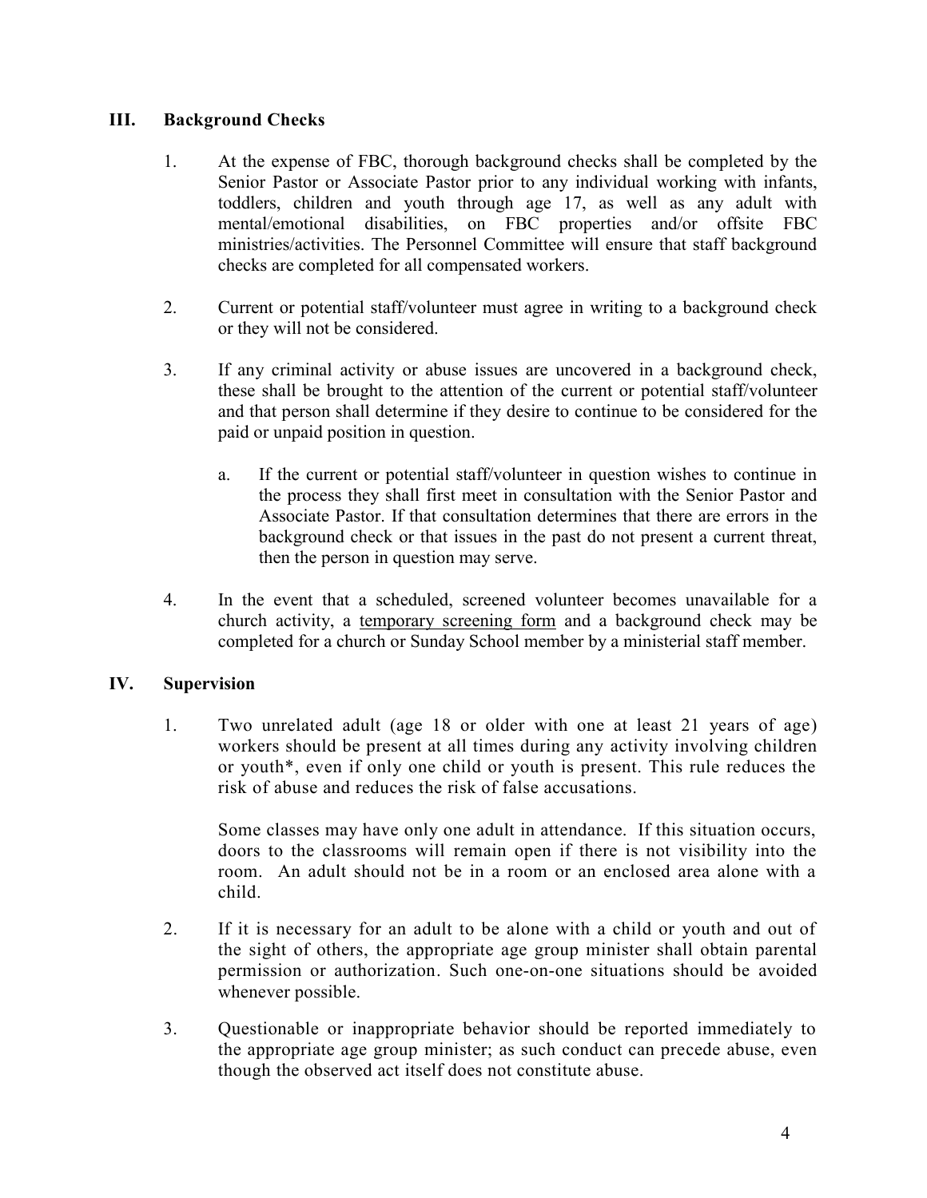## III. Background Checks

1. At the expense of FBC, thorough background checks shall be completed by the Senior Pastor or Associate Pastor prior to any individual working with infants, toddlers, children and youth through age 17, as well as any adult with mental/emotional disabilities, on FBC properties and/or offsite FBC ministries/activities. The Personnel Committee will ensure that staff background checks are completed for all compensated workers.

2. Current or potential staff/volunteer must agree in writing to a background check or they will not be considered.

3. If any criminal activity or abuse issues are uncovered in a background check, these shall be brought to the attention of the current or potential staff/volunteer and that person shall determine if they desire to continue to be considered for the paid or unpaid position in question.

   a. If the current or potential staff/volunteer in question wishes to continue in the process they shall first meet in consultation with the Senior Pastor and Associate Pastor. If that consultation determines that there are errors in the background check or that issues in the past do not present a current threat, then the person in question may serve.

4. In the event that a scheduled, screened volunteer becomes unavailable for a church activity, a <u>temporary screening form</u> and a background check may be completed for a church or Sunday School member by a ministerial staff member.

## IV. Supervision

1. Two unrelated adult (age 18 or older with one at least 21 years of age) workers should be present at all times during any activity involving children or youth*, even if only one child or youth is present. This rule reduces the risk of abuse and reduces the risk of false accusations.

   Some classes may have only one adult in attendance. If this situation occurs, doors to the classrooms will remain open if there is not visibility into the room. An adult should not be in a room or an enclosed area alone with a child.

2. If it is necessary for an adult to be alone with a child or youth and out of the sight of others, the appropriate age group minister shall obtain parental permission or authorization. Such one-on-one situations should be avoided whenever possible.

3. Questionable or inappropriate behavior should be reported immediately to the appropriate age group minister; as such conduct can precede abuse, even though the observed act itself does not constitute abuse.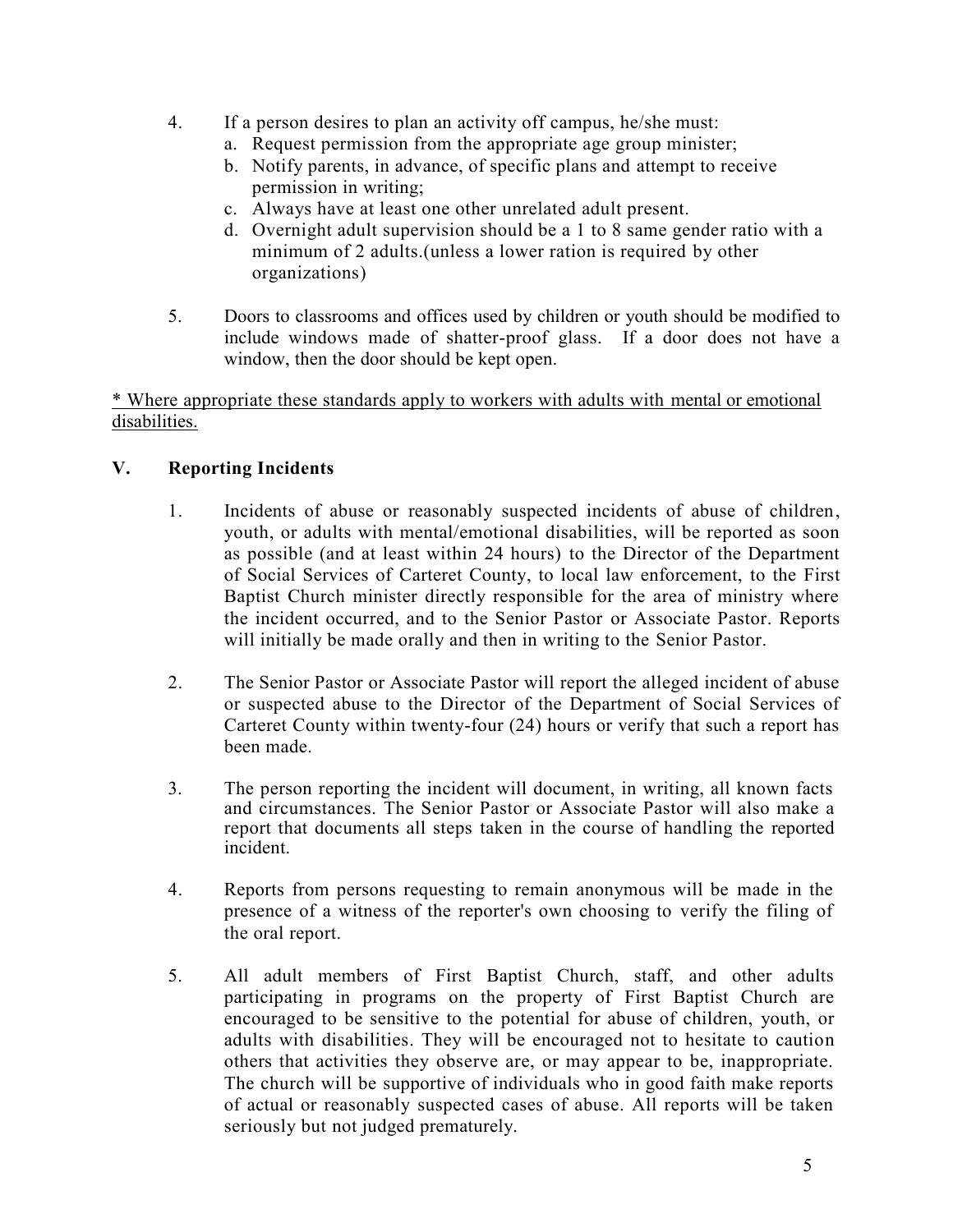4. If a person desires to plan an activity off campus, he/she must:
   a. Request permission from the appropriate age group minister;
   b. Notify parents, in advance, of specific plans and attempt to receive permission in writing;
   c. Always have at least one other unrelated adult present.
   d. Overnight adult supervision should be a 1 to 8 same gender ratio with a minimum of 2 adults.(unless a lower ration is required by other organizations)

5. Doors to classrooms and offices used by children or youth should be modified to include windows made of shatter-proof glass. If a door does not have a window, then the door should be kept open.

<u>* Where appropriate these standards apply to workers with adults with mental or emotional disabilities.</u>

## V. Reporting Incidents

1. Incidents of abuse or reasonably suspected incidents of abuse of children, youth, or adults with mental/emotional disabilities, will be reported as soon as possible (and at least within 24 hours) to the Director of the Department of Social Services of Carteret County, to local law enforcement, to the First Baptist Church minister directly responsible for the area of ministry where the incident occurred, and to the Senior Pastor or Associate Pastor. Reports will initially be made orally and then in writing to the Senior Pastor.

2. The Senior Pastor or Associate Pastor will report the alleged incident of abuse or suspected abuse to the Director of the Department of Social Services of Carteret County within twenty-four (24) hours or verify that such a report has been made.

3. The person reporting the incident will document, in writing, all known facts and circumstances. The Senior Pastor or Associate Pastor will also make a report that documents all steps taken in the course of handling the reported incident.

4. Reports from persons requesting to remain anonymous will be made in the presence of a witness of the reporter's own choosing to verify the filing of the oral report.

5. All adult members of First Baptist Church, staff, and other adults participating in programs on the property of First Baptist Church are encouraged to be sensitive to the potential for abuse of children, youth, or adults with disabilities. They will be encouraged not to hesitate to caution others that activities they observe are, or may appear to be, inappropriate. The church will be supportive of individuals who in good faith make reports of actual or reasonably suspected cases of abuse. All reports will be taken seriously but not judged prematurely.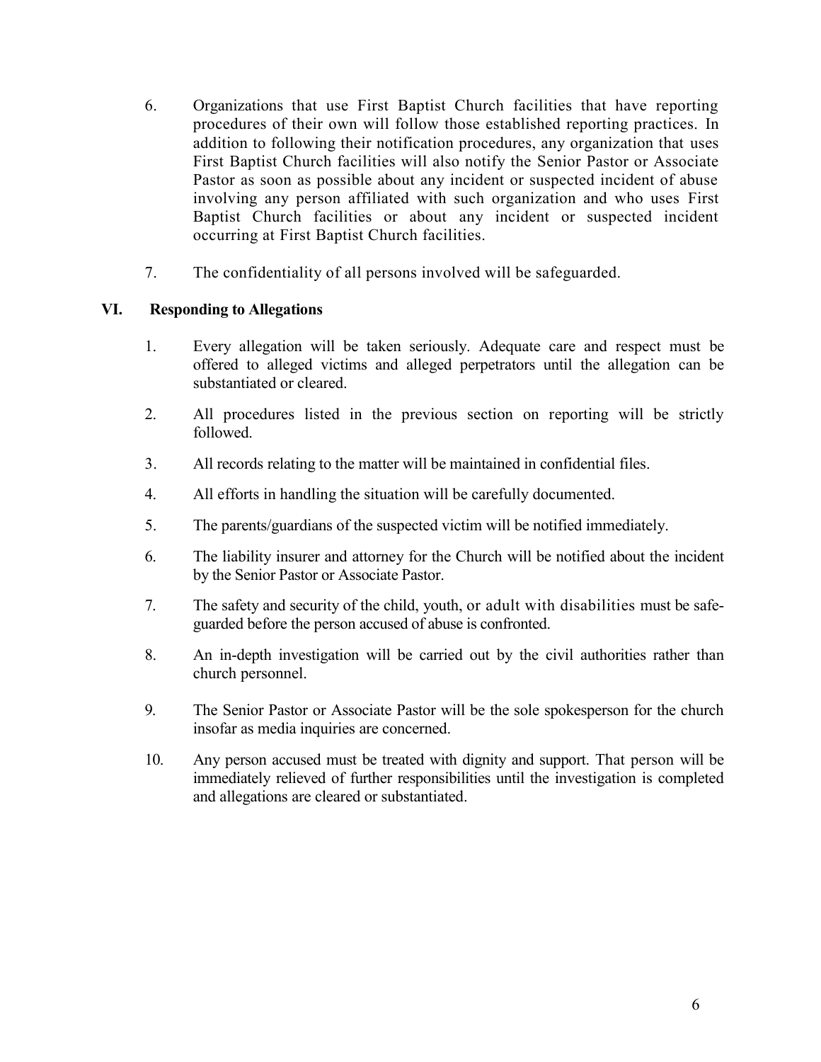6. Organizations that use First Baptist Church facilities that have reporting procedures of their own will follow those established reporting practices. In addition to following their notification procedures, any organization that uses First Baptist Church facilities will also notify the Senior Pastor or Associate Pastor as soon as possible about any incident or suspected incident of abuse involving any person affiliated with such organization and who uses First Baptist Church facilities or about any incident or suspected incident occurring at First Baptist Church facilities.

7. The confidentiality of all persons involved will be safeguarded.

## VI. Responding to Allegations

1. Every allegation will be taken seriously. Adequate care and respect must be offered to alleged victims and alleged perpetrators until the allegation can be substantiated or cleared.

2. All procedures listed in the previous section on reporting will be strictly followed.

3. All records relating to the matter will be maintained in confidential files.

4. All efforts in handling the situation will be carefully documented.

5. The parents/guardians of the suspected victim will be notified immediately.

6. The liability insurer and attorney for the Church will be notified about the incident by the Senior Pastor or Associate Pastor.

7. The safety and security of the child, youth, or adult with disabilities must be safe-guarded before the person accused of abuse is confronted.

8. An in-depth investigation will be carried out by the civil authorities rather than church personnel.

9. The Senior Pastor or Associate Pastor will be the sole spokesperson for the church insofar as media inquiries are concerned.

10. Any person accused must be treated with dignity and support. That person will be immediately relieved of further responsibilities until the investigation is completed and allegations are cleared or substantiated.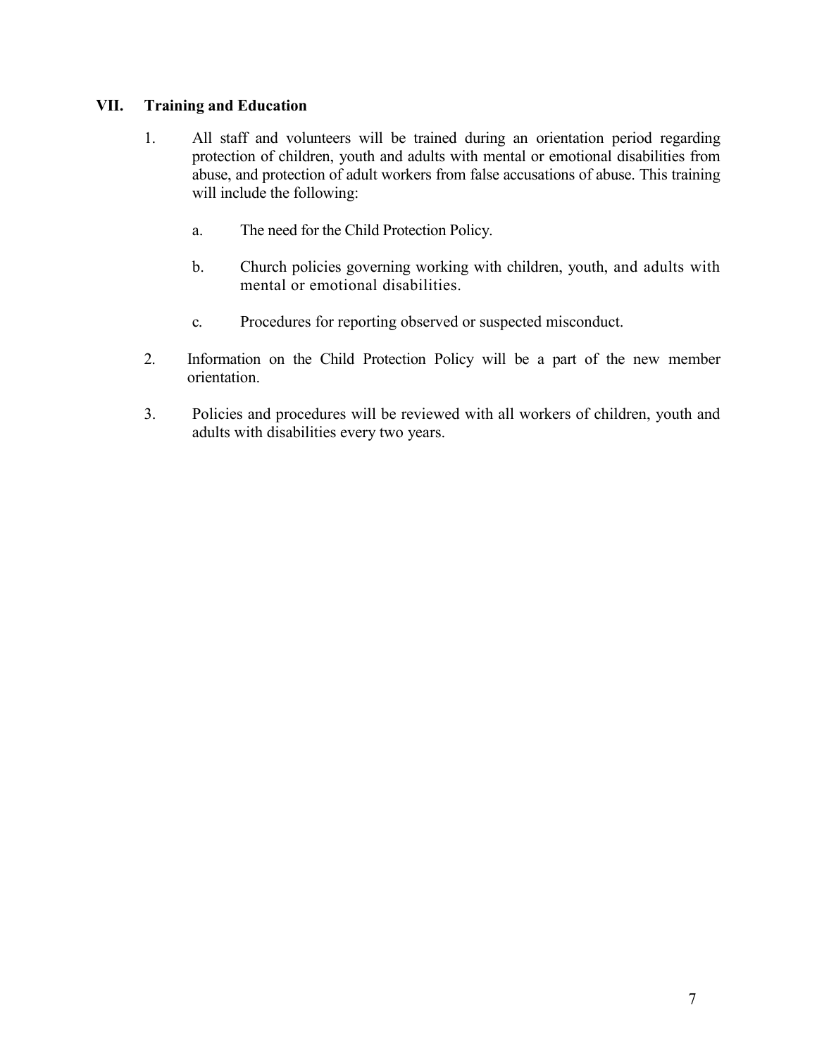## VII. Training and Education

1. All staff and volunteers will be trained during an orientation period regarding protection of children, youth and adults with mental or emotional disabilities from abuse, and protection of adult workers from false accusations of abuse. This training will include the following:

    a. The need for the Child Protection Policy.

    b. Church policies governing working with children, youth, and adults with mental or emotional disabilities.

    c. Procedures for reporting observed or suspected misconduct.

2. Information on the Child Protection Policy will be a part of the new member orientation.

3. Policies and procedures will be reviewed with all workers of children, youth and adults with disabilities every two years.